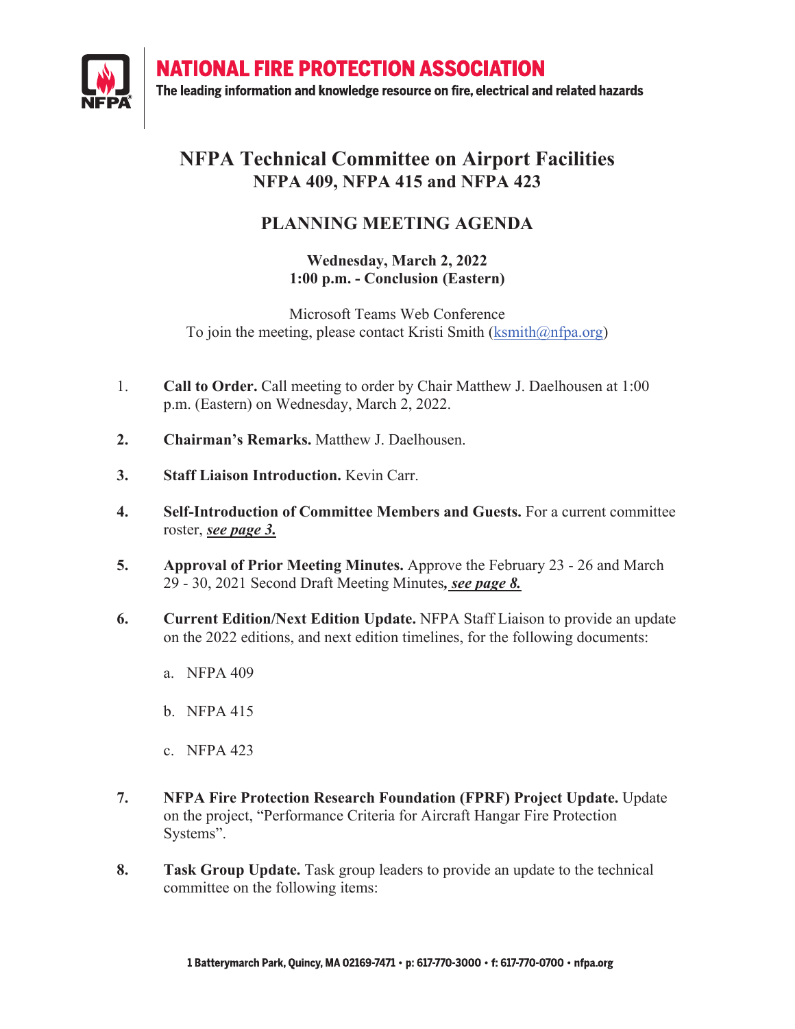NATIONAL FIRE PROTECTION ASSOCIATION

The leading information and knowledge resource on fire, electrical and related hazards

# NFPA Technical Committee on Airport Facilities
## NFPA 409, NFPA 415 and NFPA 423

## PLANNING MEETING AGENDA

**Wednesday, March 2, 2022**
**1:00 p.m. - Conclusion (Eastern)**

Microsoft Teams Web Conference
To join the meeting, please contact Kristi Smith (ksmith@nfpa.org)

1. **Call to Order.** Call meeting to order by Chair Matthew J. Daelhousen at 1:00 p.m. (Eastern) on Wednesday, March 2, 2022.

2. **Chairman's Remarks.** Matthew J. Daelhousen.

3. **Staff Liaison Introduction.** Kevin Carr.

4. **Self-Introduction of Committee Members and Guests.** For a current committee roster, ***see page 3.***

5. **Approval of Prior Meeting Minutes.** Approve the February 23 - 26 and March 29 - 30, 2021 Second Draft Meeting Minutes***, see page 8.***

6. **Current Edition/Next Edition Update.** NFPA Staff Liaison to provide an update on the 2022 editions, and next edition timelines, for the following documents:

   a. NFPA 409

   b. NFPA 415

   c. NFPA 423

7. **NFPA Fire Protection Research Foundation (FPRF) Project Update.** Update on the project, "Performance Criteria for Aircraft Hangar Fire Protection Systems".

8. **Task Group Update.** Task group leaders to provide an update to the technical committee on the following items:

1 Batterymarch Park, Quincy, MA 02169-7471 • p: 617-770-3000 • f: 617-770-0700 • nfpa.org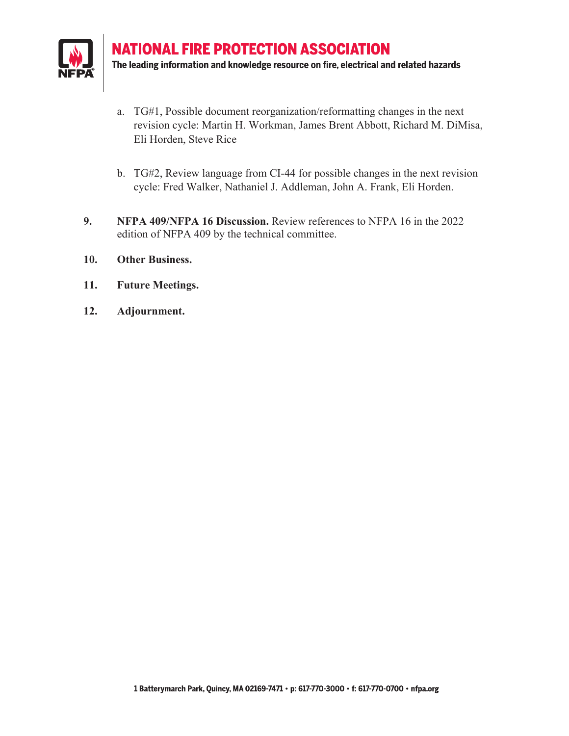a. TG#1, Possible document reorganization/reformatting changes in the next revision cycle: Martin H. Workman, James Brent Abbott, Richard M. DiMisa, Eli Horden, Steve Rice

b. TG#2, Review language from CI-44 for possible changes in the next revision cycle: Fred Walker, Nathaniel J. Addleman, John A. Frank, Eli Horden.

9. **NFPA 409/NFPA 16 Discussion.** Review references to NFPA 16 in the 2022 edition of NFPA 409 by the technical committee.

10. **Other Business.**

11. **Future Meetings.**

12. **Adjournment.**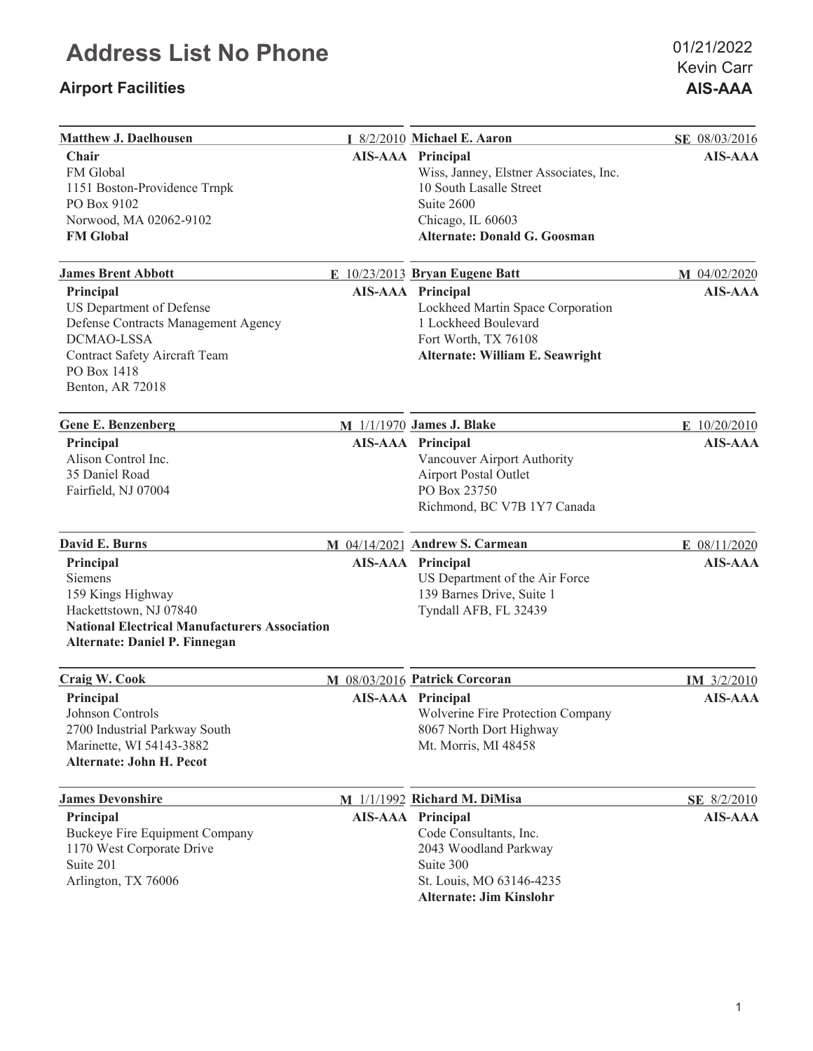# Address List No Phone

## Airport Facilities

01/21/2022
Kevin Carr
**AIS-AAA**

---

**Matthew J. Daelhousen** — **I** 8/2/2010

**Chair** — **AIS-AAA**
FM Global
1151 Boston-Providence Trnpk
PO Box 9102
Norwood, MA 02062-9102
**FM Global**

---

**Michael E. Aaron** — **SE** 08/03/2016

**Principal** — **AIS-AAA**
Wiss, Janney, Elstner Associates, Inc.
10 South Lasalle Street
Suite 2600
Chicago, IL 60603
**Alternate: Donald G. Goosman**

---

**James Brent Abbott** — **E** 10/23/2013

**Principal** — **AIS-AAA**
US Department of Defense
Defense Contracts Management Agency
DCMAO-LSSA
Contract Safety Aircraft Team
PO Box 1418
Benton, AR 72018

---

**Bryan Eugene Batt** — **M** 04/02/2020

**Principal** — **AIS-AAA**
Lockheed Martin Space Corporation
1 Lockheed Boulevard
Fort Worth, TX 76108
**Alternate: William E. Seawright**

---

**Gene E. Benzenberg** — **M** 1/1/1970

**Principal** — **AIS-AAA**
Alison Control Inc.
35 Daniel Road
Fairfield, NJ 07004

---

**James J. Blake** — **E** 10/20/2010

**Principal** — **AIS-AAA**
Vancouver Airport Authority
Airport Postal Outlet
PO Box 23750
Richmond, BC V7B 1Y7 Canada

---

**David E. Burns** — **M** 04/14/2021

**Principal** — **AIS-AAA**
Siemens
159 Kings Highway
Hackettstown, NJ 07840
**National Electrical Manufacturers Association**
**Alternate: Daniel P. Finnegan**

---

**Andrew S. Carmean** — **E** 08/11/2020

**Principal** — **AIS-AAA**
US Department of the Air Force
139 Barnes Drive, Suite 1
Tyndall AFB, FL 32439

---

**Craig W. Cook** — **M** 08/03/2016

**Principal** — **AIS-AAA**
Johnson Controls
2700 Industrial Parkway South
Marinette, WI 54143-3882
**Alternate: John H. Pecot**

---

**Patrick Corcoran** — **IM** 3/2/2010

**Principal** — **AIS-AAA**
Wolverine Fire Protection Company
8067 North Dort Highway
Mt. Morris, MI 48458

---

**James Devonshire** — **M** 1/1/1992

**Principal** — **AIS-AAA**
Buckeye Fire Equipment Company
1170 West Corporate Drive
Suite 201
Arlington, TX 76006

---

**Richard M. DiMisa** — **SE** 8/2/2010

**Principal** — **AIS-AAA**
Code Consultants, Inc.
2043 Woodland Parkway
Suite 300
St. Louis, MO 63146-4235
**Alternate: Jim Kinslohr**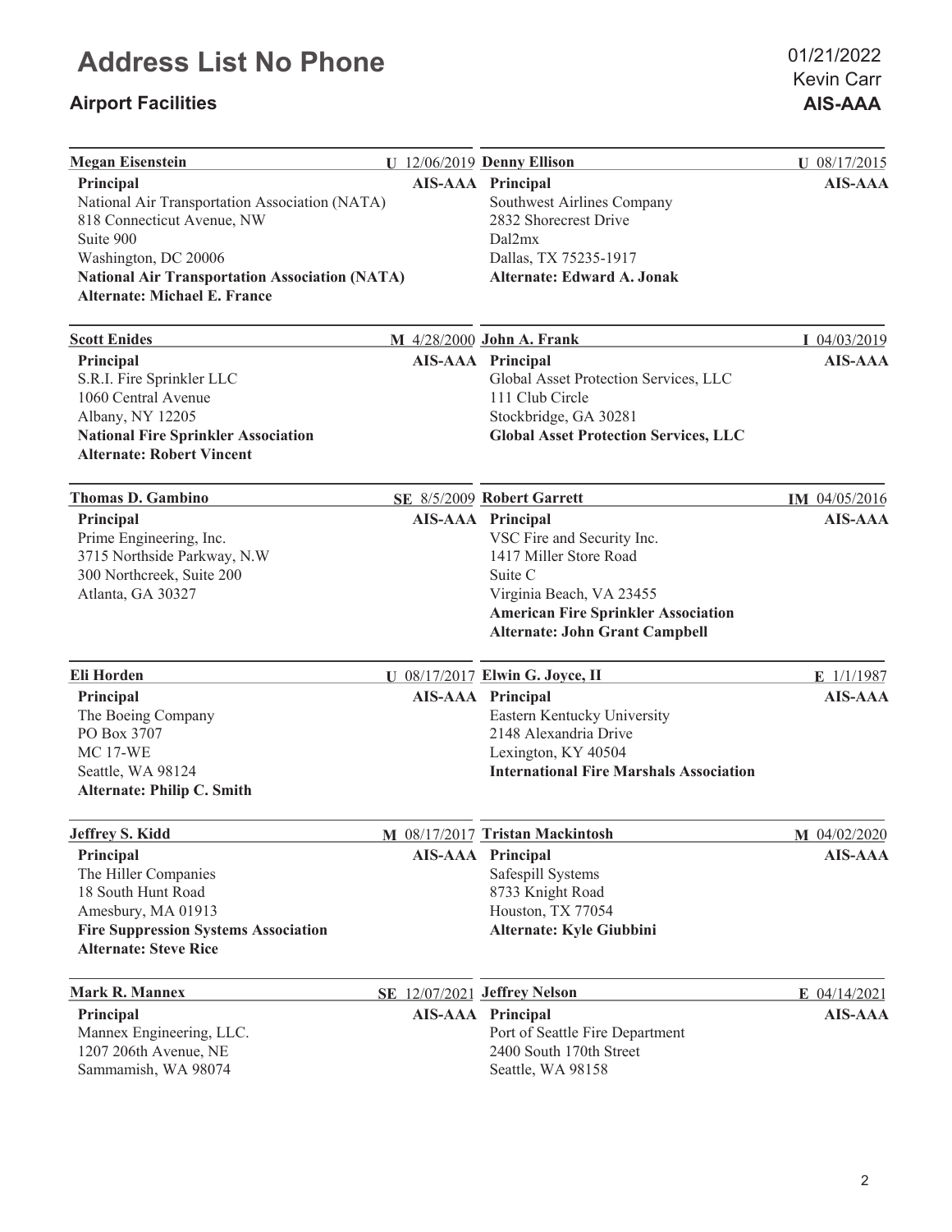# Address List No Phone

## Airport Facilities

01/21/2022
Kevin Carr
**AIS-AAA**

---

**Megan Eisenstein** — **U** 12/06/2019

**Principal** — **AIS-AAA**
National Air Transportation Association (NATA)
818 Connecticut Avenue, NW
Suite 900
Washington, DC 20006
**National Air Transportation Association (NATA)**
**Alternate: Michael E. France**

---

**Denny Ellison** — **U** 08/17/2015

**Principal** — **AIS-AAA**
Southwest Airlines Company
2832 Shorecrest Drive
Dal2mx
Dallas, TX 75235-1917
**Alternate: Edward A. Jonak**

---

**Scott Enides** — **M** 4/28/2000

**Principal** — **AIS-AAA**
S.R.I. Fire Sprinkler LLC
1060 Central Avenue
Albany, NY 12205
**National Fire Sprinkler Association**
**Alternate: Robert Vincent**

---

**John A. Frank** — **I** 04/03/2019

**Principal** — **AIS-AAA**
Global Asset Protection Services, LLC
111 Club Circle
Stockbridge, GA 30281
**Global Asset Protection Services, LLC**

---

**Thomas D. Gambino** — **SE** 8/5/2009

**Principal** — **AIS-AAA**
Prime Engineering, Inc.
3715 Northside Parkway, N.W
300 Northcreek, Suite 200
Atlanta, GA 30327

---

**Robert Garrett** — **IM** 04/05/2016

**Principal** — **AIS-AAA**
VSC Fire and Security Inc.
1417 Miller Store Road
Suite C
Virginia Beach, VA 23455
**American Fire Sprinkler Association**
**Alternate: John Grant Campbell**

---

**Eli Horden** — **U** 08/17/2017

**Principal** — **AIS-AAA**
The Boeing Company
PO Box 3707
MC 17-WE
Seattle, WA 98124
**Alternate: Philip C. Smith**

---

**Elwin G. Joyce, II** — **E** 1/1/1987

**Principal** — **AIS-AAA**
Eastern Kentucky University
2148 Alexandria Drive
Lexington, KY 40504
**International Fire Marshals Association**

---

**Jeffrey S. Kidd** — **M** 08/17/2017

**Principal** — **AIS-AAA**
The Hiller Companies
18 South Hunt Road
Amesbury, MA 01913
**Fire Suppression Systems Association**
**Alternate: Steve Rice**

---

**Tristan Mackintosh** — **M** 04/02/2020

**Principal** — **AIS-AAA**
Safespill Systems
8733 Knight Road
Houston, TX 77054
**Alternate: Kyle Giubbini**

---

**Mark R. Mannex** — **SE** 12/07/2021

**Principal** — **AIS-AAA**
Mannex Engineering, LLC.
1207 206th Avenue, NE
Sammamish, WA 98074

---

**Jeffrey Nelson** — **E** 04/14/2021

**Principal** — **AIS-AAA**
Port of Seattle Fire Department
2400 South 170th Street
Seattle, WA 98158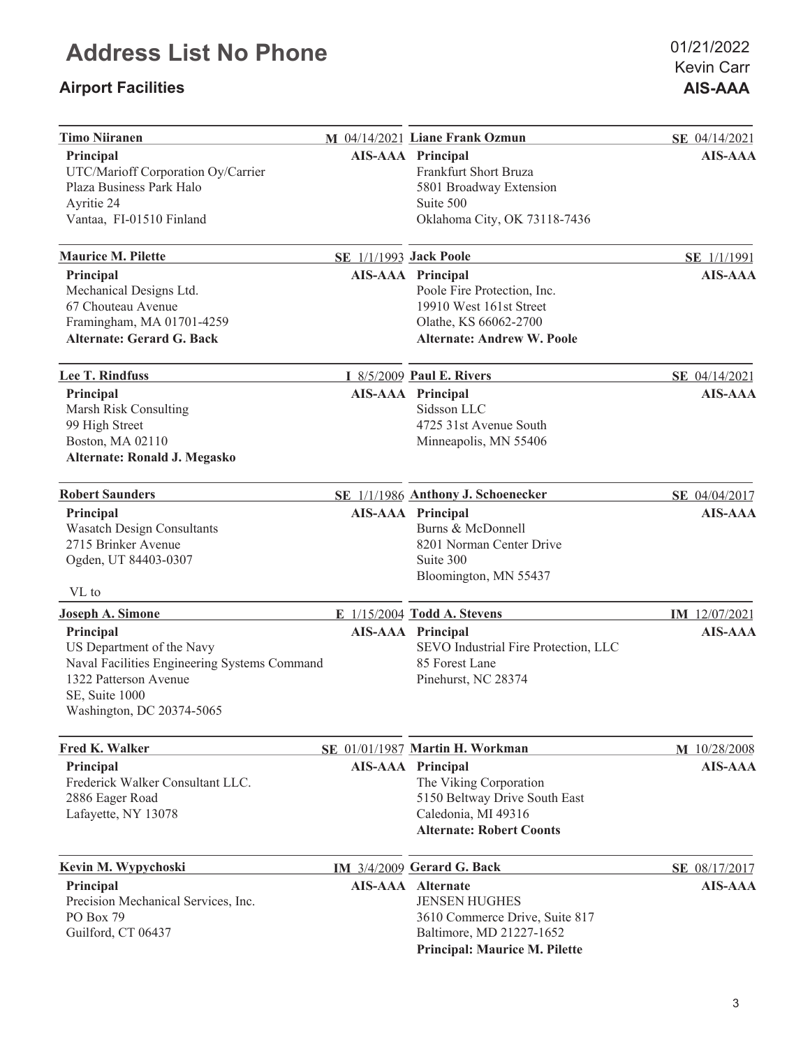# Address List No Phone

## Airport Facilities

01/21/2022
Kevin Carr
**AIS-AAA**

---

**Timo Niiranen** — **M** 04/14/2021
**Principal** — **AIS-AAA**
UTC/Marioff Corporation Oy/Carrier
Plaza Business Park Halo
Ayritie 24
Vantaa, FI-01510 Finland

---

**Liane Frank Ozmun** — **SE** 04/14/2021
**Principal** — **AIS-AAA**
Frankfurt Short Bruza
5801 Broadway Extension
Suite 500
Oklahoma City, OK 73118-7436

---

**Maurice M. Pilette** — **SE** 1/1/1993
**Principal** — **AIS-AAA**
Mechanical Designs Ltd.
67 Chouteau Avenue
Framingham, MA 01701-4259
**Alternate: Gerard G. Back**

---

**Jack Poole** — **SE** 1/1/1991
**Principal** — **AIS-AAA**
Poole Fire Protection, Inc.
19910 West 161st Street
Olathe, KS 66062-2700
**Alternate: Andrew W. Poole**

---

**Lee T. Rindfuss** — **I** 8/5/2009
**Principal** — **AIS-AAA**
Marsh Risk Consulting
99 High Street
Boston, MA 02110
**Alternate: Ronald J. Megasko**

---

**Paul E. Rivers** — **SE** 04/14/2021
**Principal** — **AIS-AAA**
Sidsson LLC
4725 31st Avenue South
Minneapolis, MN 55406

---

**Robert Saunders** — **SE** 1/1/1986
**Principal** — **AIS-AAA**
Wasatch Design Consultants
2715 Brinker Avenue
Ogden, UT 84403-0307

VL to

---

**Anthony J. Schoenecker** — **SE** 04/04/2017
**Principal** — **AIS-AAA**
Burns & McDonnell
8201 Norman Center Drive
Suite 300
Bloomington, MN 55437

---

**Joseph A. Simone** — **E** 1/15/2004
**Principal** — **AIS-AAA**
US Department of the Navy
Naval Facilities Engineering Systems Command
1322 Patterson Avenue
SE, Suite 1000
Washington, DC 20374-5065

---

**Todd A. Stevens** — **IM** 12/07/2021
**Principal** — **AIS-AAA**
SEVO Industrial Fire Protection, LLC
85 Forest Lane
Pinehurst, NC 28374

---

**Fred K. Walker** — **SE** 01/01/1987
**Principal** — **AIS-AAA**
Frederick Walker Consultant LLC.
2886 Eager Road
Lafayette, NY 13078

---

**Martin H. Workman** — **M** 10/28/2008
**Principal** — **AIS-AAA**
The Viking Corporation
5150 Beltway Drive South East
Caledonia, MI 49316
**Alternate: Robert Coonts**

---

**Kevin M. Wypychoski** — **IM** 3/4/2009
**Principal** — **AIS-AAA**
Precision Mechanical Services, Inc.
PO Box 79
Guilford, CT 06437

---

**Gerard G. Back** — **SE** 08/17/2017
**Alternate** — **AIS-AAA**
JENSEN HUGHES
3610 Commerce Drive, Suite 817
Baltimore, MD 21227-1652
**Principal: Maurice M. Pilette**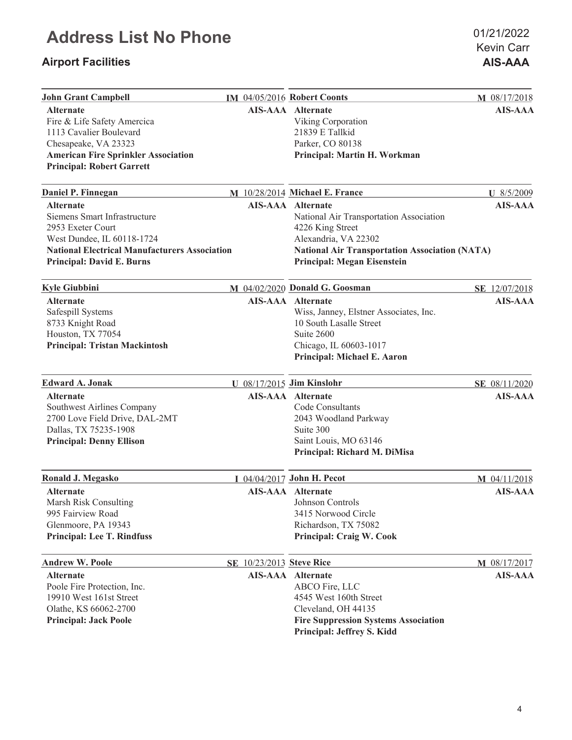# Address List No Phone

## Airport Facilities

01/21/2022
Kevin Carr
**AIS-AAA**

---

**John Grant Campbell** — **IM** 04/05/2016
**Alternate** — **AIS-AAA**
Fire & Life Safety Amercica
1113 Cavalier Boulevard
Chesapeake, VA 23323
**American Fire Sprinkler Association**
**Principal: Robert Garrett**

---

**Robert Coonts** — **M** 08/17/2018
**Alternate** — **AIS-AAA**
Viking Corporation
21839 E Tallkid
Parker, CO 80138
**Principal: Martin H. Workman**

---

**Daniel P. Finnegan** — **M** 10/28/2014
**Alternate** — **AIS-AAA**
Siemens Smart Infrastructure
2953 Exeter Court
West Dundee, IL 60118-1724
**National Electrical Manufacturers Association**
**Principal: David E. Burns**

---

**Michael E. France** — **U** 8/5/2009
**Alternate** — **AIS-AAA**
National Air Transportation Association
4226 King Street
Alexandria, VA 22302
**National Air Transportation Association (NATA)**
**Principal: Megan Eisenstein**

---

**Kyle Giubbini** — **M** 04/02/2020
**Alternate** — **AIS-AAA**
Safespill Systems
8733 Knight Road
Houston, TX 77054
**Principal: Tristan Mackintosh**

---

**Donald G. Goosman** — **SE** 12/07/2018
**Alternate** — **AIS-AAA**
Wiss, Janney, Elstner Associates, Inc.
10 South Lasalle Street
Suite 2600
Chicago, IL 60603-1017
**Principal: Michael E. Aaron**

---

**Edward A. Jonak** — **U** 08/17/2015
**Alternate** — **AIS-AAA**
Southwest Airlines Company
2700 Love Field Drive, DAL-2MT
Dallas, TX 75235-1908
**Principal: Denny Ellison**

---

**Jim Kinslohr** — **SE** 08/11/2020
**Alternate** — **AIS-AAA**
Code Consultants
2043 Woodland Parkway
Suite 300
Saint Louis, MO 63146
**Principal: Richard M. DiMisa**

---

**Ronald J. Megasko** — **I** 04/04/2017
**Alternate** — **AIS-AAA**
Marsh Risk Consulting
995 Fairview Road
Glenmoore, PA 19343
**Principal: Lee T. Rindfuss**

---

**John H. Pecot** — **M** 04/11/2018
**Alternate** — **AIS-AAA**
Johnson Controls
3415 Norwood Circle
Richardson, TX 75082
**Principal: Craig W. Cook**

---

**Andrew W. Poole** — **SE** 10/23/2013
**Alternate** — **AIS-AAA**
Poole Fire Protection, Inc.
19910 West 161st Street
Olathe, KS 66062-2700
**Principal: Jack Poole**

---

**Steve Rice** — **M** 08/17/2017
**Alternate** — **AIS-AAA**
ABCO Fire, LLC
4545 West 160th Street
Cleveland, OH 44135
**Fire Suppression Systems Association**
**Principal: Jeffrey S. Kidd**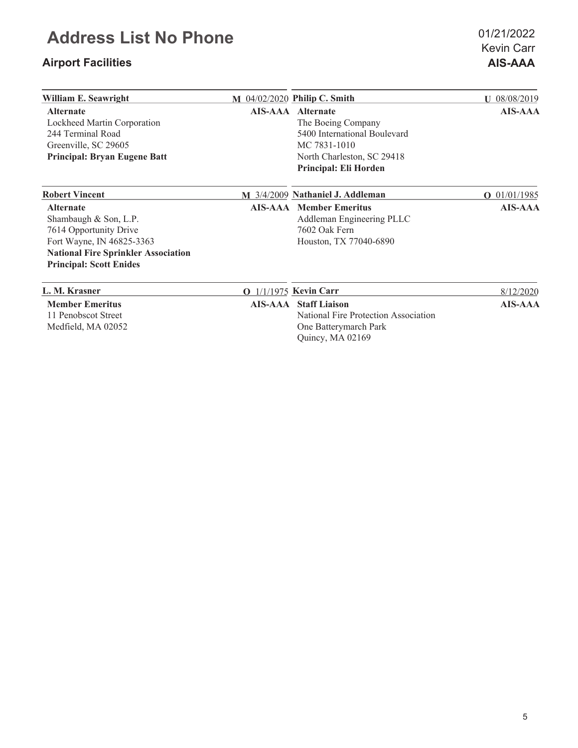# Address List No Phone

## Airport Facilities

01/21/2022
Kevin Carr
**AIS-AAA**

---

**William E. Seawright** — **M** 04/02/2020

**Alternate** — **AIS-AAA**
Lockheed Martin Corporation
244 Terminal Road
Greenville, SC 29605
**Principal: Bryan Eugene Batt**

---

**Philip C. Smith** — **U** 08/08/2019

**Alternate** — **AIS-AAA**
The Boeing Company
5400 International Boulevard
MC 7831-1010
North Charleston, SC 29418
**Principal: Eli Horden**

---

**Robert Vincent** — **M** 3/4/2009

**Alternate** — **AIS-AAA**
Shambaugh & Son, L.P.
7614 Opportunity Drive
Fort Wayne, IN 46825-3363
**National Fire Sprinkler Association**
**Principal: Scott Enides**

---

**Nathaniel J. Addleman** — **O** 01/01/1985

**Member Emeritus** — **AIS-AAA**
Addleman Engineering PLLC
7602 Oak Fern
Houston, TX 77040-6890

---

**L. M. Krasner** — **O** 1/1/1975

**Member Emeritus** — **AIS-AAA**
11 Penobscot Street
Medfield, MA 02052

---

**Kevin Carr** — 8/12/2020

**Staff Liaison** — **AIS-AAA**
National Fire Protection Association
One Batterymarch Park
Quincy, MA 02169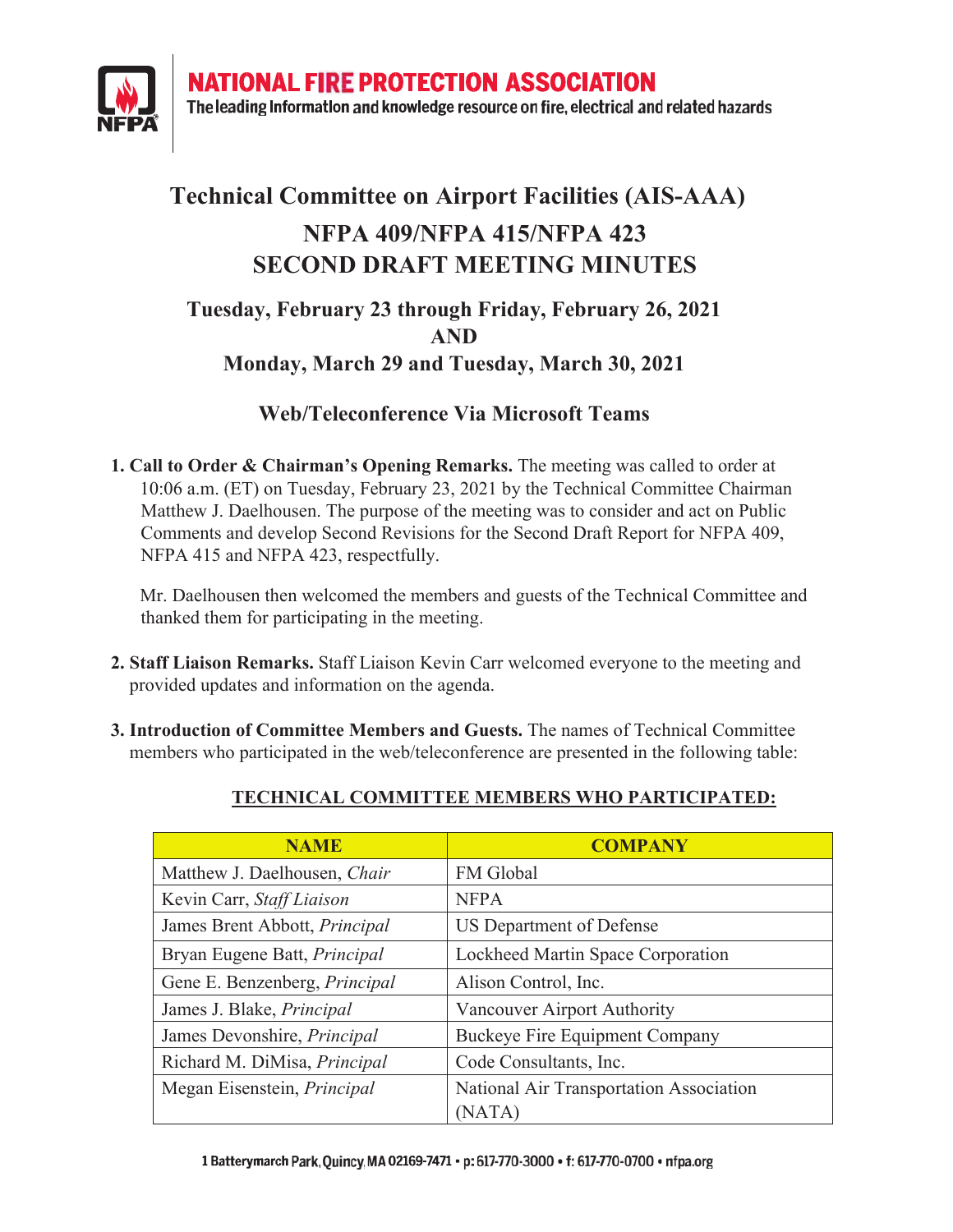# Technical Committee on Airport Facilities (AIS-AAA)

## NFPA 409/NFPA 415/NFPA 423 SECOND DRAFT MEETING MINUTES

### Tuesday, February 23 through Friday, February 26, 2021 AND Monday, March 29 and Tuesday, March 30, 2021

### Web/Teleconference Via Microsoft Teams

1. **Call to Order & Chairman's Opening Remarks.** The meeting was called to order at 10:06 a.m. (ET) on Tuesday, February 23, 2021 by the Technical Committee Chairman Matthew J. Daelhousen. The purpose of the meeting was to consider and act on Public Comments and develop Second Revisions for the Second Draft Report for NFPA 409, NFPA 415 and NFPA 423, respectfully.

   Mr. Daelhousen then welcomed the members and guests of the Technical Committee and thanked them for participating in the meeting.

2. **Staff Liaison Remarks.** Staff Liaison Kevin Carr welcomed everyone to the meeting and provided updates and information on the agenda.

3. **Introduction of Committee Members and Guests.** The names of Technical Committee members who participated in the web/teleconference are presented in the following table:

**TECHNICAL COMMITTEE MEMBERS WHO PARTICIPATED:**

| NAME | COMPANY |
|---|---|
| Matthew J. Daelhousen, *Chair* | FM Global |
| Kevin Carr, *Staff Liaison* | NFPA |
| James Brent Abbott, *Principal* | US Department of Defense |
| Bryan Eugene Batt, *Principal* | Lockheed Martin Space Corporation |
| Gene E. Benzenberg, *Principal* | Alison Control, Inc. |
| James J. Blake, *Principal* | Vancouver Airport Authority |
| James Devonshire, *Principal* | Buckeye Fire Equipment Company |
| Richard M. DiMisa, *Principal* | Code Consultants, Inc. |
| Megan Eisenstein, *Principal* | National Air Transportation Association (NATA) |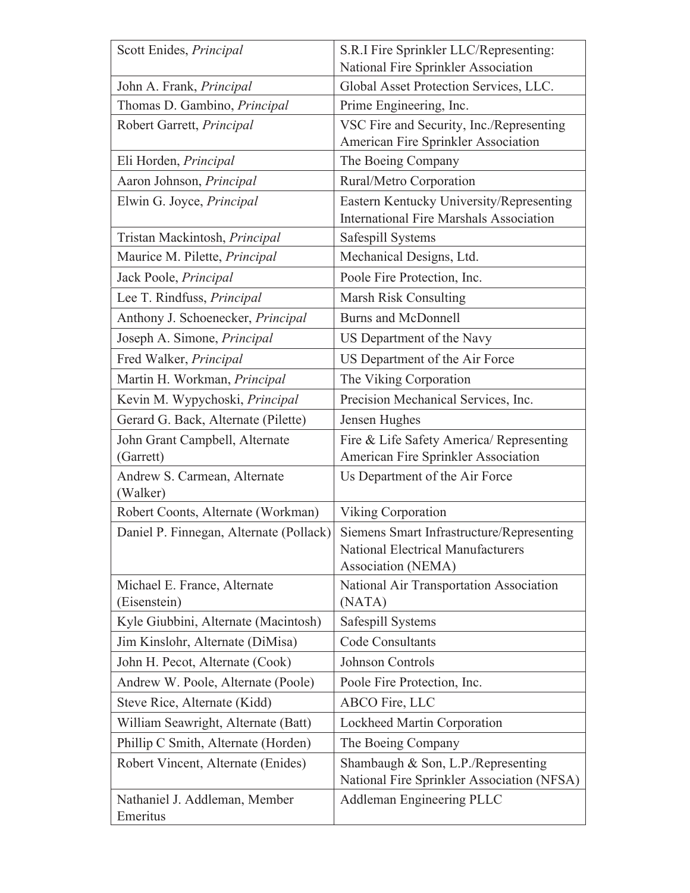| | |
|---|---|
| Scott Enides, *Principal* | S.R.I Fire Sprinkler LLC/Representing: National Fire Sprinkler Association |
| John A. Frank, *Principal* | Global Asset Protection Services, LLC. |
| Thomas D. Gambino, *Principal* | Prime Engineering, Inc. |
| Robert Garrett, *Principal* | VSC Fire and Security, Inc./Representing American Fire Sprinkler Association |
| Eli Horden, *Principal* | The Boeing Company |
| Aaron Johnson, *Principal* | Rural/Metro Corporation |
| Elwin G. Joyce, *Principal* | Eastern Kentucky University/Representing International Fire Marshals Association |
| Tristan Mackintosh, *Principal* | Safespill Systems |
| Maurice M. Pilette, *Principal* | Mechanical Designs, Ltd. |
| Jack Poole, *Principal* | Poole Fire Protection, Inc. |
| Lee T. Rindfuss, *Principal* | Marsh Risk Consulting |
| Anthony J. Schoenecker, *Principal* | Burns and McDonnell |
| Joseph A. Simone, *Principal* | US Department of the Navy |
| Fred Walker, *Principal* | US Department of the Air Force |
| Martin H. Workman, *Principal* | The Viking Corporation |
| Kevin M. Wypychoski, *Principal* | Precision Mechanical Services, Inc. |
| Gerard G. Back, Alternate (Pilette) | Jensen Hughes |
| John Grant Campbell, Alternate (Garrett) | Fire & Life Safety America/ Representing American Fire Sprinkler Association |
| Andrew S. Carmean, Alternate (Walker) | Us Department of the Air Force |
| Robert Coonts, Alternate (Workman) | Viking Corporation |
| Daniel P. Finnegan, Alternate (Pollack) | Siemens Smart Infrastructure/Representing National Electrical Manufacturers Association (NEMA) |
| Michael E. France, Alternate (Eisenstein) | National Air Transportation Association (NATA) |
| Kyle Giubbini, Alternate (Macintosh) | Safespill Systems |
| Jim Kinslohr, Alternate (DiMisa) | Code Consultants |
| John H. Pecot, Alternate (Cook) | Johnson Controls |
| Andrew W. Poole, Alternate (Poole) | Poole Fire Protection, Inc. |
| Steve Rice, Alternate (Kidd) | ABCO Fire, LLC |
| William Seawright, Alternate (Batt) | Lockheed Martin Corporation |
| Phillip C Smith, Alternate (Horden) | The Boeing Company |
| Robert Vincent, Alternate (Enides) | Shambaugh & Son, L.P./Representing National Fire Sprinkler Association (NFSA) |
| Nathaniel J. Addleman, Member Emeritus | Addleman Engineering PLLC |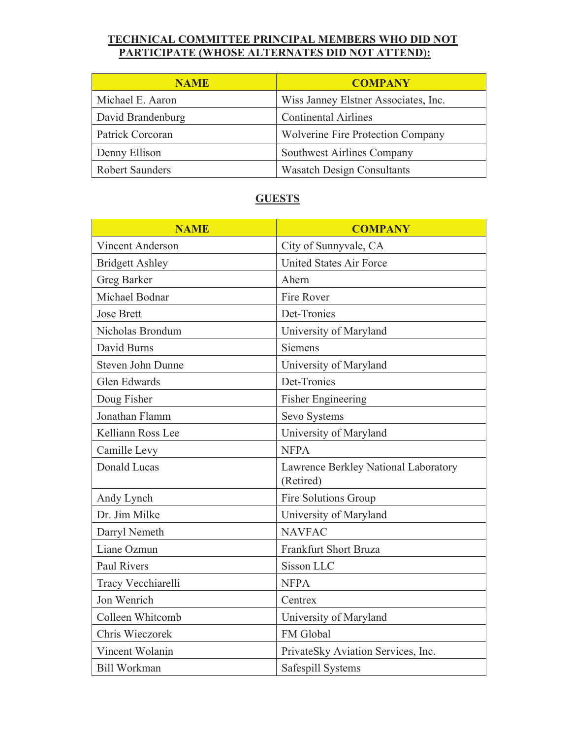**TECHNICAL COMMITTEE PRINCIPAL MEMBERS WHO DID NOT PARTICIPATE (WHOSE ALTERNATES DID NOT ATTEND):**

| NAME | COMPANY |
|---|---|
| Michael E. Aaron | Wiss Janney Elstner Associates, Inc. |
| David Brandenburg | Continental Airlines |
| Patrick Corcoran | Wolverine Fire Protection Company |
| Denny Ellison | Southwest Airlines Company |
| Robert Saunders | Wasatch Design Consultants |

**GUESTS**

| NAME | COMPANY |
|---|---|
| Vincent Anderson | City of Sunnyvale, CA |
| Bridgett Ashley | United States Air Force |
| Greg Barker | Ahern |
| Michael Bodnar | Fire Rover |
| Jose Brett | Det-Tronics |
| Nicholas Brondum | University of Maryland |
| David Burns | Siemens |
| Steven John Dunne | University of Maryland |
| Glen Edwards | Det-Tronics |
| Doug Fisher | Fisher Engineering |
| Jonathan Flamm | Sevo Systems |
| Kelliann Ross Lee | University of Maryland |
| Camille Levy | NFPA |
| Donald Lucas | Lawrence Berkley National Laboratory (Retired) |
| Andy Lynch | Fire Solutions Group |
| Dr. Jim Milke | University of Maryland |
| Darryl Nemeth | NAVFAC |
| Liane Ozmun | Frankfurt Short Bruza |
| Paul Rivers | Sisson LLC |
| Tracy Vecchiarelli | NFPA |
| Jon Wenrich | Centrex |
| Colleen Whitcomb | University of Maryland |
| Chris Wieczorek | FM Global |
| Vincent Wolanin | PrivateSky Aviation Services, Inc. |
| Bill Workman | Safespill Systems |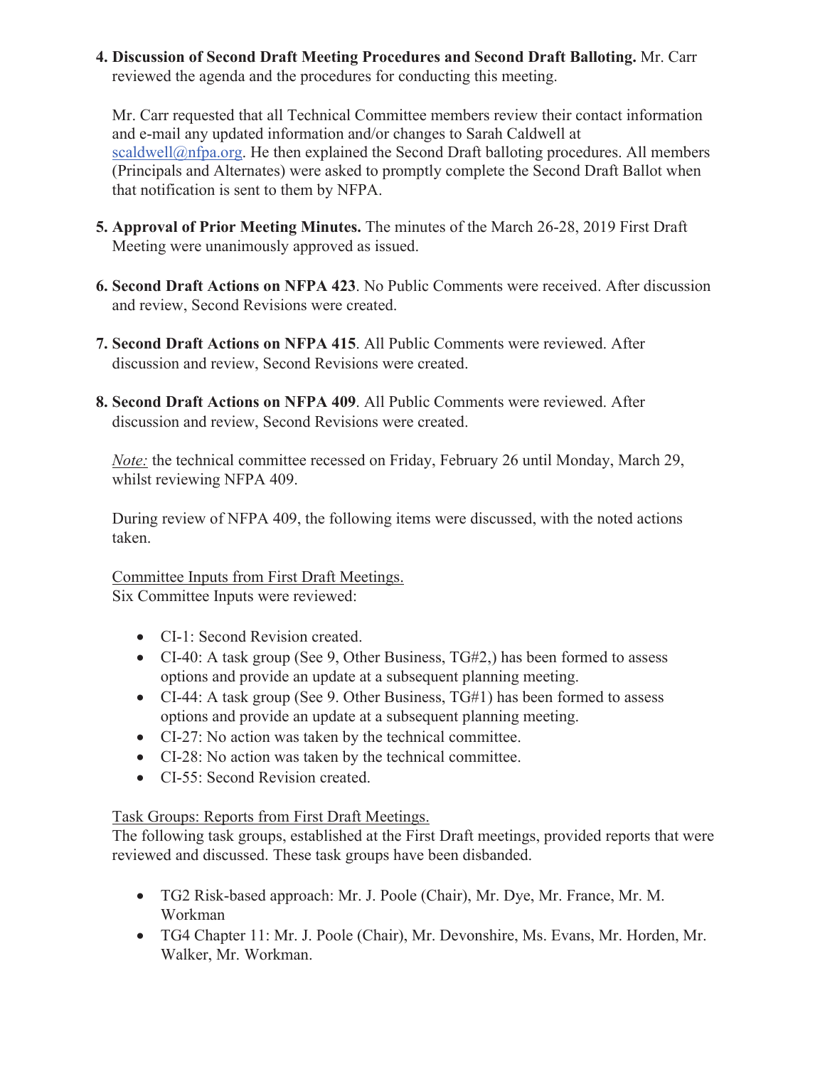4. **Discussion of Second Draft Meeting Procedures and Second Draft Balloting.** Mr. Carr reviewed the agenda and the procedures for conducting this meeting.

   Mr. Carr requested that all Technical Committee members review their contact information and e-mail any updated information and/or changes to Sarah Caldwell at scaldwell@nfpa.org. He then explained the Second Draft balloting procedures. All members (Principals and Alternates) were asked to promptly complete the Second Draft Ballot when that notification is sent to them by NFPA.

5. **Approval of Prior Meeting Minutes.** The minutes of the March 26-28, 2019 First Draft Meeting were unanimously approved as issued.

6. **Second Draft Actions on NFPA 423**. No Public Comments were received. After discussion and review, Second Revisions were created.

7. **Second Draft Actions on NFPA 415**. All Public Comments were reviewed. After discussion and review, Second Revisions were created.

8. **Second Draft Actions on NFPA 409**. All Public Comments were reviewed. After discussion and review, Second Revisions were created.

   *Note:* the technical committee recessed on Friday, February 26 until Monday, March 29, whilst reviewing NFPA 409.

   During review of NFPA 409, the following items were discussed, with the noted actions taken.

   Committee Inputs from First Draft Meetings.
   Six Committee Inputs were reviewed:

   - CI-1: Second Revision created.
   - CI-40: A task group (See 9, Other Business, TG#2,) has been formed to assess options and provide an update at a subsequent planning meeting.
   - CI-44: A task group (See 9. Other Business, TG#1) has been formed to assess options and provide an update at a subsequent planning meeting.
   - CI-27: No action was taken by the technical committee.
   - CI-28: No action was taken by the technical committee.
   - CI-55: Second Revision created.

   Task Groups: Reports from First Draft Meetings.
   The following task groups, established at the First Draft meetings, provided reports that were reviewed and discussed. These task groups have been disbanded.

   - TG2 Risk-based approach: Mr. J. Poole (Chair), Mr. Dye, Mr. France, Mr. M. Workman
   - TG4 Chapter 11: Mr. J. Poole (Chair), Mr. Devonshire, Ms. Evans, Mr. Horden, Mr. Walker, Mr. Workman.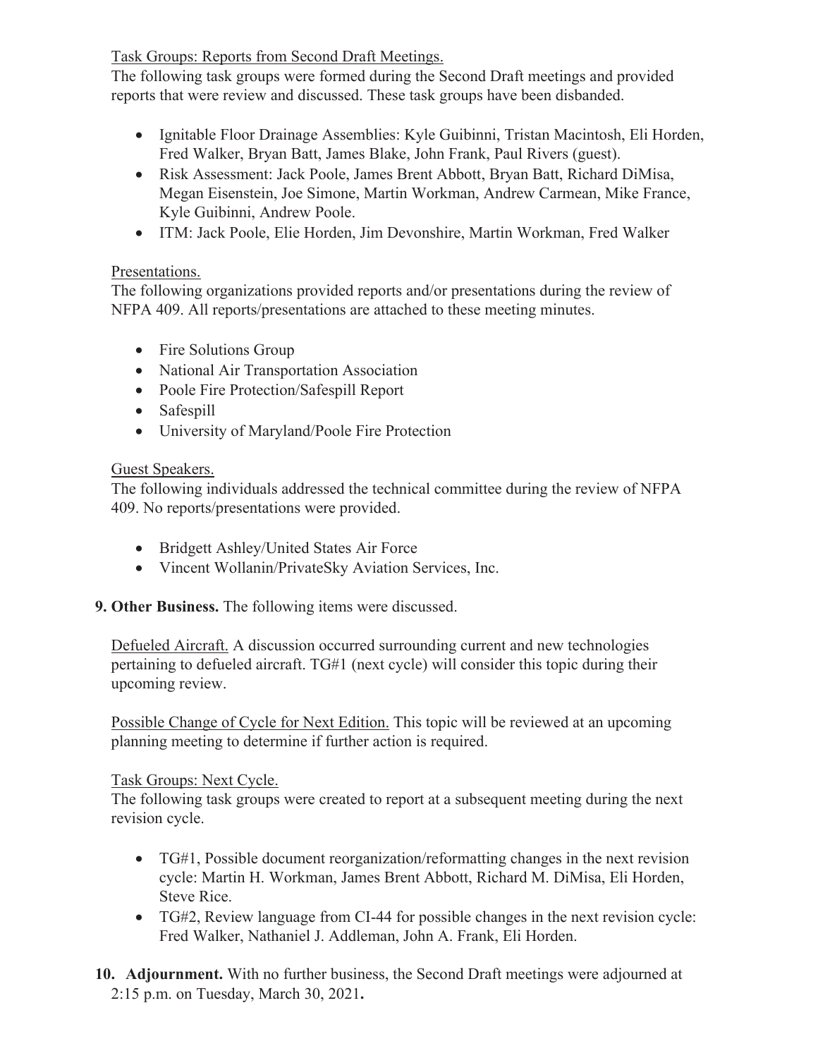Task Groups: Reports from Second Draft Meetings.
The following task groups were formed during the Second Draft meetings and provided reports that were review and discussed. These task groups have been disbanded.

- Ignitable Floor Drainage Assemblies: Kyle Guibinni, Tristan Macintosh, Eli Horden, Fred Walker, Bryan Batt, James Blake, John Frank, Paul Rivers (guest).
- Risk Assessment: Jack Poole, James Brent Abbott, Bryan Batt, Richard DiMisa, Megan Eisenstein, Joe Simone, Martin Workman, Andrew Carmean, Mike France, Kyle Guibinni, Andrew Poole.
- ITM: Jack Poole, Elie Horden, Jim Devonshire, Martin Workman, Fred Walker

Presentations.
The following organizations provided reports and/or presentations during the review of NFPA 409. All reports/presentations are attached to these meeting minutes.

- Fire Solutions Group
- National Air Transportation Association
- Poole Fire Protection/Safespill Report
- Safespill
- University of Maryland/Poole Fire Protection

Guest Speakers.
The following individuals addressed the technical committee during the review of NFPA 409. No reports/presentations were provided.

- Bridgett Ashley/United States Air Force
- Vincent Wollanin/PrivateSky Aviation Services, Inc.

**9. Other Business.** The following items were discussed.

Defueled Aircraft. A discussion occurred surrounding current and new technologies pertaining to defueled aircraft. TG#1 (next cycle) will consider this topic during their upcoming review.

Possible Change of Cycle for Next Edition. This topic will be reviewed at an upcoming planning meeting to determine if further action is required.

Task Groups: Next Cycle.
The following task groups were created to report at a subsequent meeting during the next revision cycle.

- TG#1, Possible document reorganization/reformatting changes in the next revision cycle: Martin H. Workman, James Brent Abbott, Richard M. DiMisa, Eli Horden, Steve Rice.
- TG#2, Review language from CI-44 for possible changes in the next revision cycle: Fred Walker, Nathaniel J. Addleman, John A. Frank, Eli Horden.

**10. Adjournment.** With no further business, the Second Draft meetings were adjourned at 2:15 p.m. on Tuesday, March 30, 2021**.**